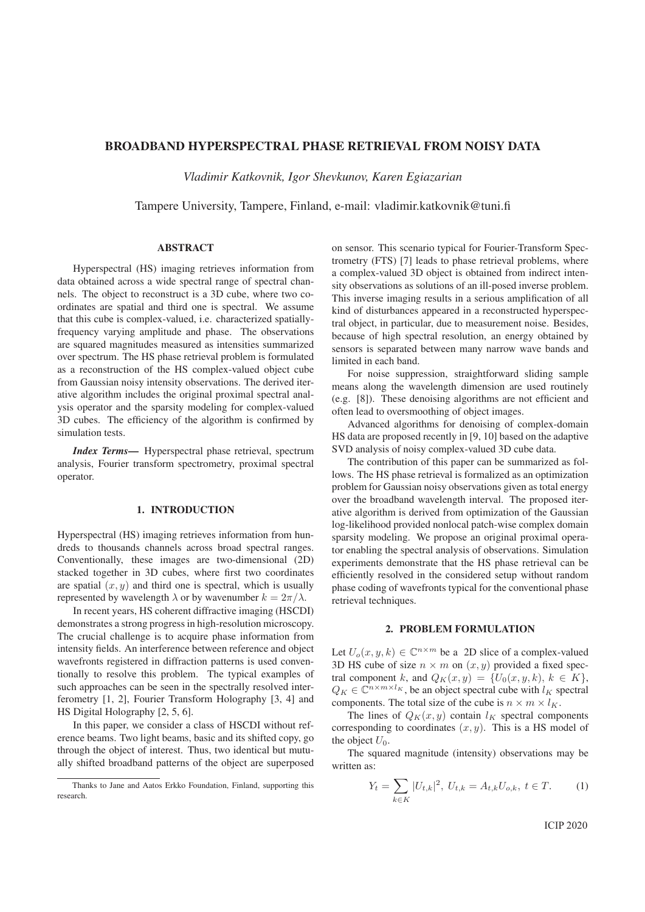# BROADBAND HYPERSPECTRAL PHASE RETRIEVAL FROM NOISY DATA

*Vladimir Katkovnik, Igor Shevkunov, Karen Egiazarian*

Tampere University, Tampere, Finland, e-mail: vladimir.katkovnik@tuni.fi

## ABSTRACT

Hyperspectral (HS) imaging retrieves information from data obtained across a wide spectral range of spectral channels. The object to reconstruct is a 3D cube, where two coordinates are spatial and third one is spectral. We assume that this cube is complex-valued, i.e. characterized spatially-frequency varying amplitude and phase. The observations are squared magnitudes measured as intensities summarized over spectrum. The HS phase retrieval problem is formulated as a reconstruction of the HS complex-valued object cube from Gaussian noisy intensity observations. The derived iterative algorithm includes the original proximal spectral analysis operator and the sparsity modeling for complex-valued 3D cubes. The efficiency of the algorithm is confirmed by simulation tests.

***Index Terms*—** Hyperspectral phase retrieval, spectrum analysis, Fourier transform spectrometry, proximal spectral operator.

## 1. INTRODUCTION

Hyperspectral (HS) imaging retrieves information from hundreds to thousands channels across broad spectral ranges. Conventionally, these images are two-dimensional (2D) stacked together in 3D cubes, where first two coordinates are spatial $(x, y)$ and third one is spectral, which is usually represented by wavelength $\lambda$ or by wavenumber $k = 2\pi/\lambda$.

In recent years, HS coherent diffractive imaging (HSCDI) demonstrates a strong progress in high-resolution microscopy. The crucial challenge is to acquire phase information from intensity fields. An interference between reference and object wavefronts registered in diffraction patterns is used conventionally to resolve this problem. The typical examples of such approaches can be seen in the spectrally resolved interferometry [1, 2], Fourier Transform Holography [3, 4] and HS Digital Holography [2, 5, 6].

In this paper, we consider a class of HSCDI without reference beams. Two light beams, basic and its shifted copy, go through the object of interest. Thus, two identical but mutually shifted broadband patterns of the object are superposed on sensor. This scenario typical for Fourier-Transform Spectrometry (FTS) [7] leads to phase retrieval problems, where a complex-valued 3D object is obtained from indirect intensity observations as solutions of an ill-posed inverse problem. This inverse imaging results in a serious amplification of all kind of disturbances appeared in a reconstructed hyperspectral object, in particular, due to measurement noise. Besides, because of high spectral resolution, an energy obtained by sensors is separated between many narrow wave bands and limited in each band.

For noise suppression, straightforward sliding sample means along the wavelength dimension are used routinely (e.g. [8]). These denoising algorithms are not efficient and often lead to oversmoothing of object images.

Advanced algorithms for denoising of complex-domain HS data are proposed recently in [9, 10] based on the adaptive SVD analysis of noisy complex-valued 3D cube data.

The contribution of this paper can be summarized as follows. The HS phase retrieval is formalized as an optimization problem for Gaussian noisy observations given as total energy over the broadband wavelength interval. The proposed iterative algorithm is derived from optimization of the Gaussian log-likelihood provided nonlocal patch-wise complex domain sparsity modeling. We propose an original proximal operator enabling the spectral analysis of observations. Simulation experiments demonstrate that the HS phase retrieval can be efficiently resolved in the considered setup without random phase coding of wavefronts typical for the conventional phase retrieval techniques.

## 2. PROBLEM FORMULATION

Let $U_o(x, y, k) \in \mathbb{C}^{n\times m}$ be a 2D slice of a complex-valued 3D HS cube of size $n \times m$ on $(x, y)$ provided a fixed spectral component $k$, and $Q_K(x, y) = \{U_0(x, y, k),\ k \in K\}$, $Q_K \in \mathbb{C}^{n\times m\times l_K}$, be an object spectral cube with $l_K$ spectral components. The total size of the cube is $n \times m \times l_K$.

The lines of $Q_K(x, y)$ contain $l_K$ spectral components corresponding to coordinates $(x, y)$. This is a HS model of the object $U_0$.

The squared magnitude (intensity) observations may be written as:

$$Y_t = \sum_{k\in K} |U_{t,k}|^2,\ U_{t,k} = A_{t,k}U_{o,k},\ t \in T. \tag{1}$$

Thanks to Jane and Aatos Erkko Foundation, Finland, supporting this research.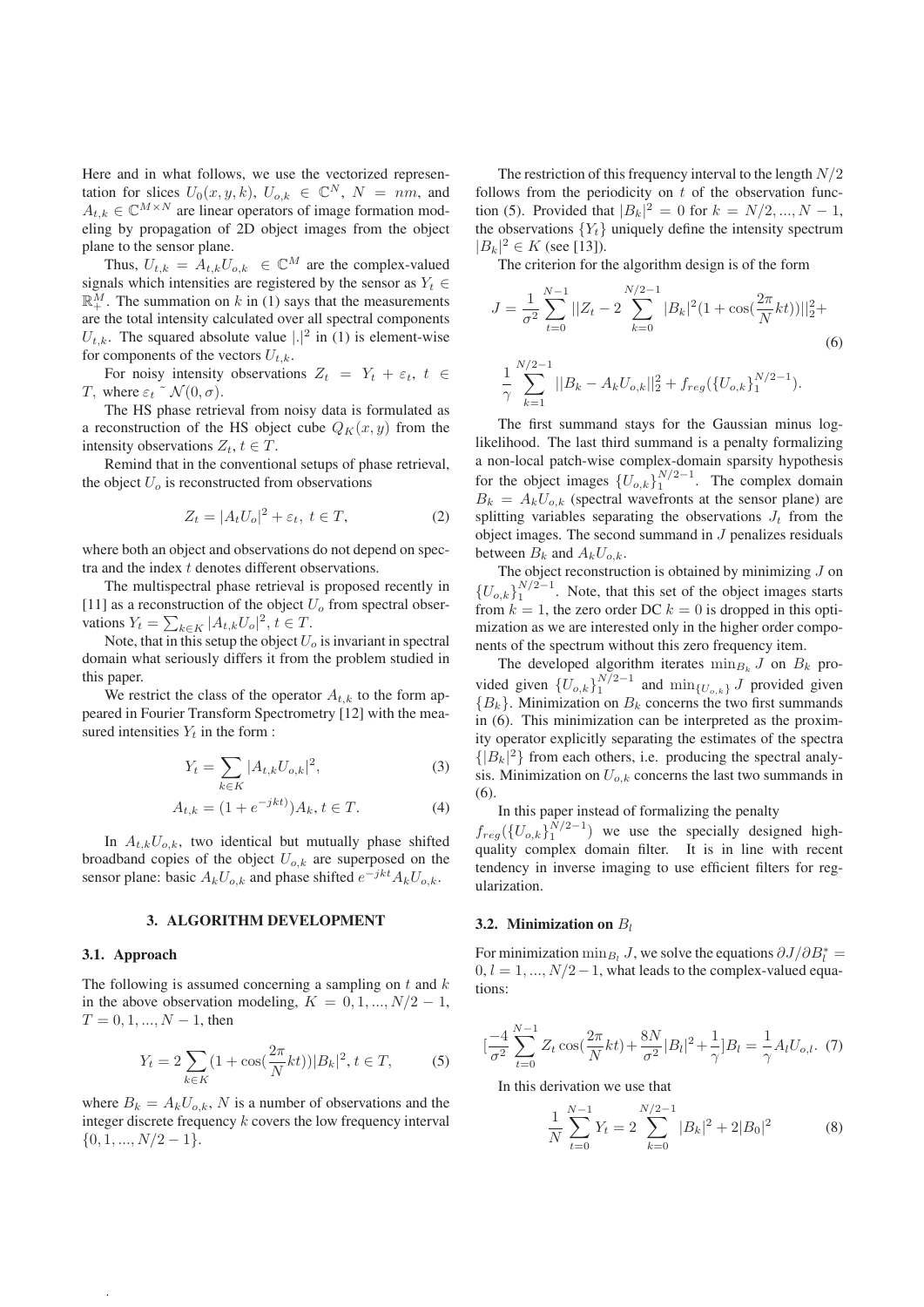Here and in what follows, we use the vectorized representation for slices $U_0(x, y, k)$, $U_{o,k} \in \mathbb{C}^N$, $N = nm$, and $A_{t,k} \in \mathbb{C}^{M \times N}$ are linear operators of image formation modeling by propagation of 2D object images from the object plane to the sensor plane.

Thus, $U_{t,k} = A_{t,k}U_{o,k} \in \mathbb{C}^M$ are the complex-valued signals which intensities are registered by the sensor as $Y_t \in \mathbb{R}_+^M$. The summation on $k$ in (1) says that the measurements are the total intensity calculated over all spectral components $U_{t,k}$. The squared absolute value $|.|^2$ in (1) is element-wise for components of the vectors $U_{t,k}$.

For noisy intensity observations $Z_t = Y_t + \varepsilon_t$, $t \in T$, where $\varepsilon_t \sim \mathcal{N}(0, \sigma)$.

The HS phase retrieval from noisy data is formulated as a reconstruction of the HS object cube $Q_K(x, y)$ from the intensity observations $Z_t, t \in T$.

Remind that in the conventional setups of phase retrieval, the object $U_o$ is reconstructed from observations

$$Z_t = |A_t U_o|^2 + \varepsilon_t,\ t \in T, \tag{2}$$

where both an object and observations do not depend on spectra and the index $t$ denotes different observations.

The multispectral phase retrieval is proposed recently in [11] as a reconstruction of the object $U_o$ from spectral observations $Y_t = \sum_{k \in K} |A_{t,k}U_o|^2$, $t \in T$.

Note, that in this setup the object $U_o$ is invariant in spectral domain what seriously differs it from the problem studied in this paper.

We restrict the class of the operator $A_{t,k}$ to the form appeared in Fourier Transform Spectrometry [12] with the measured intensities $Y_t$ in the form :

$$Y_t = \sum_{k \in K} |A_{t,k}U_{o,k}|^2, \tag{3}$$

$$A_{t,k} = (1 + e^{-jkt})A_k, t \in T. \tag{4}$$

In $A_{t,k}U_{o,k}$, two identical but mutually phase shifted broadband copies of the object $U_{o,k}$ are superposed on the sensor plane: basic $A_k U_{o,k}$ and phase shifted $e^{-jkt}A_k U_{o,k}$.

## 3. ALGORITHM DEVELOPMENT

### 3.1. Approach

The following is assumed concerning a sampling on $t$ and $k$ in the above observation modeling, $K = 0, 1, ..., N/2 - 1$, $T = 0, 1, ..., N - 1$, then

$$Y_t = 2\sum_{k \in K}(1 + \cos(\frac{2\pi}{N}kt))|B_k|^2, t \in T, \tag{5}$$

where $B_k = A_k U_{o,k}$, $N$ is a number of observations and the integer discrete frequency $k$ covers the low frequency interval $\{0, 1, ..., N/2 - 1\}$.

The restriction of this frequency interval to the length $N/2$ follows from the periodicity on $t$ of the observation function (5). Provided that $|B_k|^2 = 0$ for $k = N/2, ..., N - 1$, the observations $\{Y_t\}$ uniquely define the intensity spectrum $|B_k|^2 \in K$ (see [13]).

The criterion for the algorithm design is of the form

$$J = \frac{1}{\sigma^2}\sum_{t=0}^{N-1}||Z_t - 2\sum_{k=0}^{N/2-1}|B_k|^2(1 + \cos(\frac{2\pi}{N}kt))||_2^2 + \tag{6}$$

$$\frac{1}{\gamma}\sum_{k=1}^{N/2-1}||B_k - A_k U_{o,k}||_2^2 + f_{reg}(\{U_{o,k}\}_1^{N/2-1}).$$

The first summand stays for the Gaussian minus log-likelihood. The last third summand is a penalty formalizing a non-local patch-wise complex-domain sparsity hypothesis for the object images $\{U_{o,k}\}_1^{N/2-1}$. The complex domain $B_k = A_k U_{o,k}$ (spectral wavefronts at the sensor plane) are splitting variables separating the observations $J_t$ from the object images. The second summand in $J$ penalizes residuals between $B_k$ and $A_k U_{o,k}$.

The object reconstruction is obtained by minimizing $J$ on $\{U_{o,k}\}_1^{N/2-1}$. Note, that this set of the object images starts from $k = 1$, the zero order DC $k = 0$ is dropped in this optimization as we are interested only in the higher order components of the spectrum without this zero frequency item.

The developed algorithm iterates $\min_{B_k} J$ on $B_k$ provided given $\{U_{o,k}\}_1^{N/2-1}$ and $\min_{\{U_{o,k}\}} J$ provided given $\{B_k\}$. Minimization on $B_k$ concerns the two first summands in (6). This minimization can be interpreted as the proximity operator explicitly separating the estimates of the spectra $\{|B_k|^2\}$ from each others, i.e. producing the spectral analysis. Minimization on $U_{o,k}$ concerns the last two summands in (6).

In this paper instead of formalizing the penalty $f_{reg}(\{U_{o,k}\}_1^{N/2-1})$ we use the specially designed high-quality complex domain filter. It is in line with recent tendency in inverse imaging to use efficient filters for regularization.

### 3.2. Minimization on $B_l$

For minimization $\min_{B_l} J$, we solve the equations $\partial J/\partial B_l^* = 0, l = 1, ..., N/2 - 1$, what leads to the complex-valued equations:

$$[\frac{-4}{\sigma^2}\sum_{t=0}^{N-1}Z_t\cos(\frac{2\pi}{N}kt) + \frac{8N}{\sigma^2}|B_l|^2 + \frac{1}{\gamma}]B_l = \frac{1}{\gamma}A_l U_{o,l}. \tag{7}$$

In this derivation we use that

$$\frac{1}{N}\sum_{t=0}^{N-1}Y_t = 2\sum_{k=0}^{N/2-1}|B_k|^2 + 2|B_0|^2 \tag{8}$$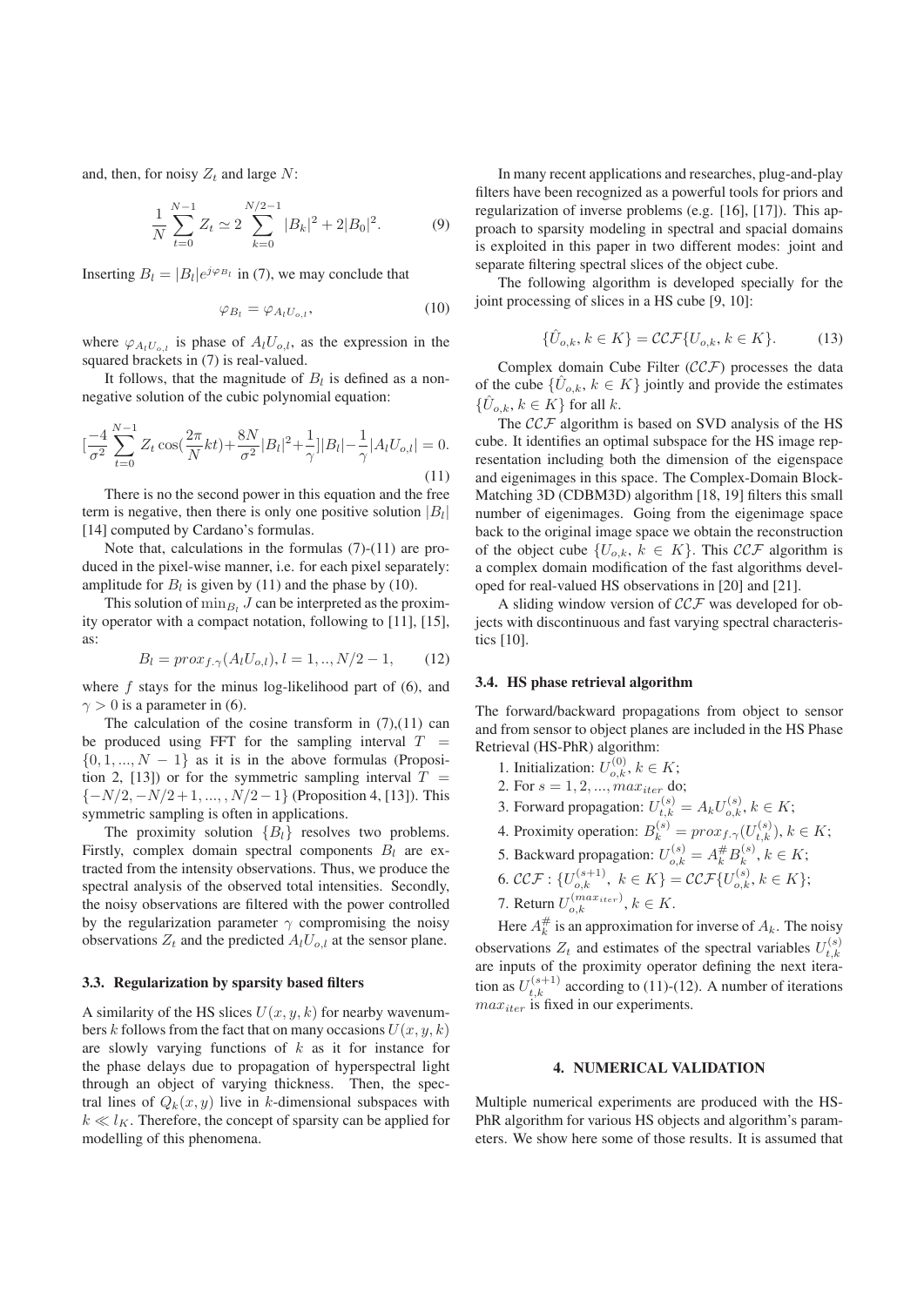and, then, for noisy $Z_t$ and large $N$:

$$\frac{1}{N}\sum_{t=0}^{N-1} Z_t \simeq 2\sum_{k=0}^{N/2-1}|B_k|^2 + 2|B_0|^2. \tag{9}$$

Inserting $B_l = |B_l|e^{j\varphi_{B_l}}$ in (7), we may conclude that

$$\varphi_{B_l} = \varphi_{A_l U_{o,l}}, \tag{10}$$

where $\varphi_{A_l U_{o,l}}$ is phase of $A_l U_{o,l}$, as the expression in the squared brackets in (7) is real-valued.

It follows, that the magnitude of $B_l$ is defined as a non-negative solution of the cubic polynomial equation:

$$[\frac{-4}{\sigma^2}\sum_{t=0}^{N-1} Z_t \cos(\frac{2\pi}{N}kt) + \frac{8N}{\sigma^2}|B_l|^2 + \frac{1}{\gamma}]|B_l| - \frac{1}{\gamma}|A_l U_{o,l}| = 0. \tag{11}$$

There is no the second power in this equation and the free term is negative, then there is only one positive solution $|B_l|$ [14] computed by Cardano's formulas.

Note that, calculations in the formulas (7)-(11) are produced in the pixel-wise manner, i.e. for each pixel separately: amplitude for $B_l$ is given by (11) and the phase by (10).

This solution of $\min_{B_l} J$ can be interpreted as the proximity operator with a compact notation, following to [11], [15], as:

$$B_l = prox_{f.\gamma}(A_l U_{o,l}),\, l = 1, .., N/2-1, \tag{12}$$

where $f$ stays for the minus log-likelihood part of (6), and $\gamma > 0$ is a parameter in (6).

The calculation of the cosine transform in (7),(11) can be produced using FFT for the sampling interval $T = \{0, 1, ..., N-1\}$ as it is in the above formulas (Proposition 2, [13]) or for the symmetric sampling interval $T = \{-N/2, -N/2+1, ...,, N/2-1\}$ (Proposition 4, [13]). This symmetric sampling is often in applications.

The proximity solution $\{B_l\}$ resolves two problems. Firstly, complex domain spectral components $B_l$ are extracted from the intensity observations. Thus, we produce the spectral analysis of the observed total intensities. Secondly, the noisy observations are filtered with the power controlled by the regularization parameter $\gamma$ compromising the noisy observations $Z_t$ and the predicted $A_l U_{o,l}$ at the sensor plane.

### 3.3. Regularization by sparsity based filters

A similarity of the HS slices $U(x, y, k)$ for nearby wavenumbers $k$ follows from the fact that on many occasions $U(x, y, k)$ are slowly varying functions of $k$ as it for instance for the phase delays due to propagation of hyperspectral light through an object of varying thickness. Then, the spectral lines of $Q_k(x, y)$ live in $k$-dimensional subspaces with $k \ll l_K$. Therefore, the concept of sparsity can be applied for modelling of this phenomena.

In many recent applications and researches, plug-and-play filters have been recognized as a powerful tools for priors and regularization of inverse problems (e.g. [16], [17]). This approach to sparsity modeling in spectral and spacial domains is exploited in this paper in two different modes: joint and separate filtering spectral slices of the object cube.

The following algorithm is developed specially for the joint processing of slices in a HS cube [9, 10]:

$$\{\hat{U}_{o,k}, k \in K\} = \mathcal{CCF}\{U_{o,k}, k \in K\}. \tag{13}$$

Complex domain Cube Filter ($\mathcal{CCF}$) processes the data of the cube $\{\hat{U}_{o,k}, k \in K\}$ jointly and provide the estimates $\{\hat{U}_{o,k}, k \in K\}$ for all $k$.

The $\mathcal{CCF}$ algorithm is based on SVD analysis of the HS cube. It identifies an optimal subspace for the HS image representation including both the dimension of the eigenspace and eigenimages in this space. The Complex-Domain Block-Matching 3D (CDBM3D) algorithm [18, 19] filters this small number of eigenimages. Going from the eigenimage space back to the original image space we obtain the reconstruction of the object cube $\{U_{o,k}, k \in K\}$. This $\mathcal{CCF}$ algorithm is a complex domain modification of the fast algorithms developed for real-valued HS observations in [20] and [21].

A sliding window version of $\mathcal{CCF}$ was developed for objects with discontinuous and fast varying spectral characteristics [10].

### 3.4. HS phase retrieval algorithm

The forward/backward propagations from object to sensor and from sensor to object planes are included in the HS Phase Retrieval (HS-PhR) algorithm:

1. Initialization: $U_{o,k}^{(0)}, k \in K$;
2. For $s = 1, 2, ..., max_{iter}$ do;
3. Forward propagation: $U_{t,k}^{(s)} = A_k U_{o,k}^{(s)}, k \in K$;
4. Proximity operation: $B_k^{(s)} = prox_{f.\gamma}(U_{t,k}^{(s)}), k \in K$;
5. Backward propagation: $U_{o,k}^{(s)} = A_k^{\#} B_k^{(s)}, k \in K$;
6. $\mathcal{CCF}: \{U_{o,k}^{(s+1)},\ k \in K\} = \mathcal{CCF}\{U_{o,k}^{(s)}, k \in K\}$;
7. Return $U_{o,k}^{(max_{iter})}, k \in K$.

Here $A_k^{\#}$ is an approximation for inverse of $A_k$. The noisy observations $Z_t$ and estimates of the spectral variables $U_{t,k}^{(s)}$ are inputs of the proximity operator defining the next iteration as $U_{t,k}^{(s+1)}$ according to (11)-(12). A number of iterations $max_{iter}$ is fixed in our experiments.

## 4. NUMERICAL VALIDATION

Multiple numerical experiments are produced with the HS-PhR algorithm for various HS objects and algorithm's parameters. We show here some of those results. It is assumed that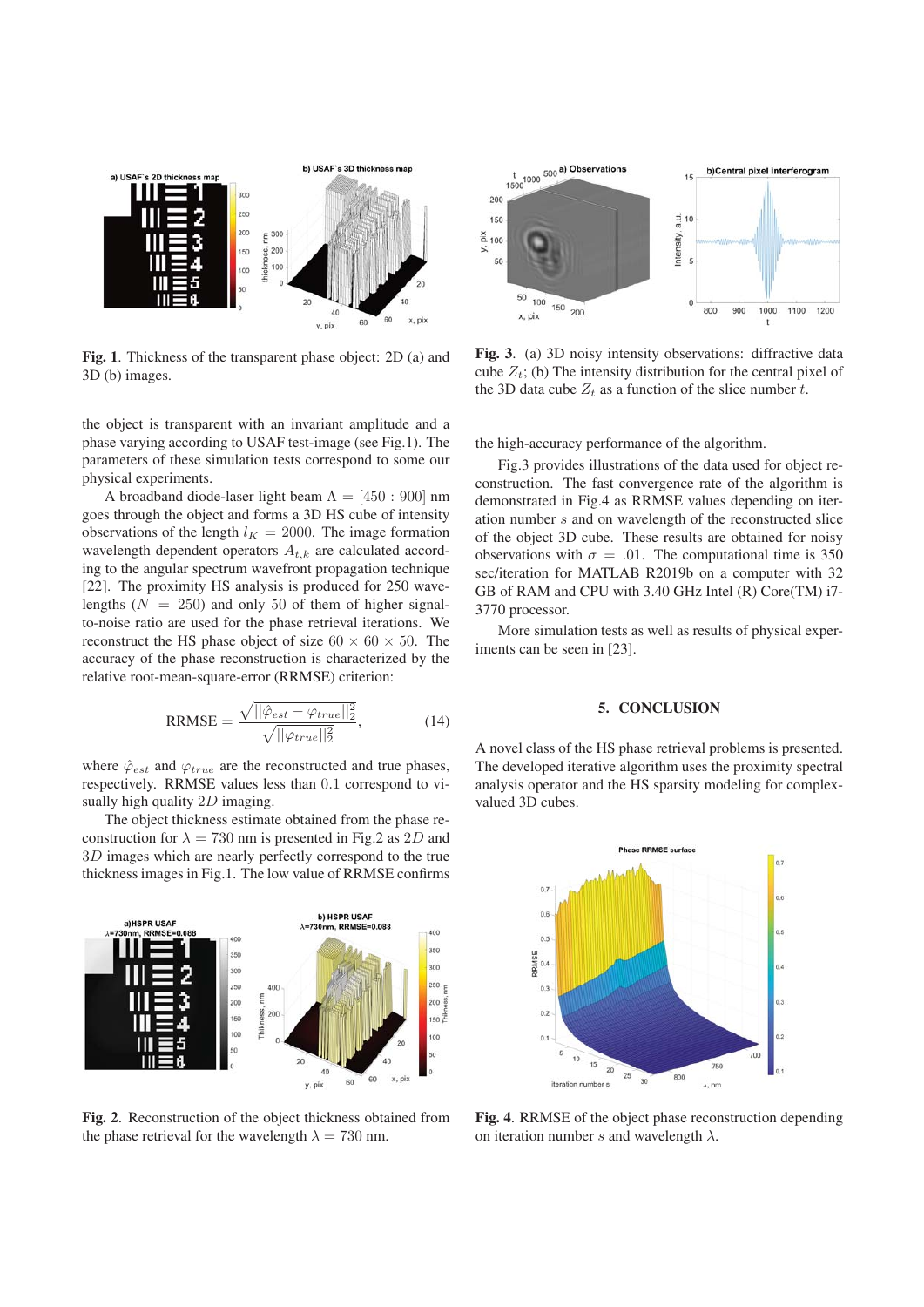**Fig. 1**. Thickness of the transparent phase object: 2D (a) and 3D (b) images.

the object is transparent with an invariant amplitude and a phase varying according to USAF test-image (see Fig.1). The parameters of these simulation tests correspond to some our physical experiments.

A broadband diode-laser light beam $\Lambda = [450 : 900]$ nm goes through the object and forms a 3D HS cube of intensity observations of the length $l_K = 2000$. The image formation wavelength dependent operators $A_{t,k}$ are calculated according to the angular spectrum wavefront propagation technique [22]. The proximity HS analysis is produced for 250 wavelengths ($N = 250$) and only 50 of them of higher signal-to-noise ratio are used for the phase retrieval iterations. We reconstruct the HS phase object of size $60 \times 60 \times 50$. The accuracy of the phase reconstruction is characterized by the relative root-mean-square-error (RRMSE) criterion:

$$\text{RRMSE} = \frac{\sqrt{||\hat{\varphi}_{est} - \varphi_{true}||_2^2}}{\sqrt{||\varphi_{true}||_2^2}}, \tag{14}$$

where $\hat{\varphi}_{est}$ and $\varphi_{true}$ are the reconstructed and true phases, respectively. RRMSE values less than 0.1 correspond to visually high quality $2D$ imaging.

The object thickness estimate obtained from the phase reconstruction for $\lambda = 730$ nm is presented in Fig.2 as $2D$ and $3D$ images which are nearly perfectly correspond to the true thickness images in Fig.1. The low value of RRMSE confirms the high-accuracy performance of the algorithm.

**Fig. 2**. Reconstruction of the object thickness obtained from the phase retrieval for the wavelength $\lambda = 730$ nm.

**Fig. 3**. (a) 3D noisy intensity observations: diffractive data cube $Z_t$; (b) The intensity distribution for the central pixel of the 3D data cube $Z_t$ as a function of the slice number $t$.

Fig.3 provides illustrations of the data used for object reconstruction. The fast convergence rate of the algorithm is demonstrated in Fig.4 as RRMSE values depending on iteration number $s$ and on wavelength of the reconstructed slice of the object 3D cube. These results are obtained for noisy observations with $\sigma = .01$. The computational time is 350 sec/iteration for MATLAB R2019b on a computer with 32 GB of RAM and CPU with 3.40 GHz Intel (R) Core(TM) i7-3770 processor.

More simulation tests as well as results of physical experiments can be seen in [23].

## 5. CONCLUSION

A novel class of the HS phase retrieval problems is presented. The developed iterative algorithm uses the proximity spectral analysis operator and the HS sparsity modeling for complex-valued 3D cubes.

**Fig. 4**. RRMSE of the object phase reconstruction depending on iteration number $s$ and wavelength $\lambda$.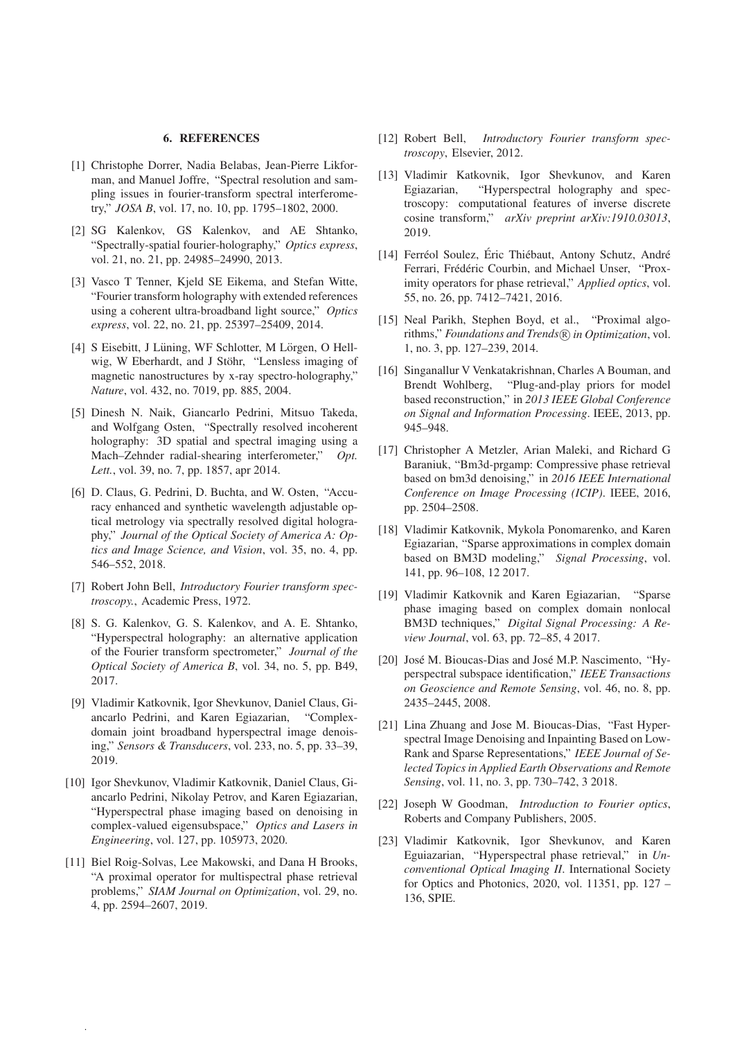## 6. REFERENCES

[1] Christophe Dorrer, Nadia Belabas, Jean-Pierre Likforman, and Manuel Joffre, "Spectral resolution and sampling issues in fourier-transform spectral interferometry," *JOSA B*, vol. 17, no. 10, pp. 1795–1802, 2000.

[2] SG Kalenkov, GS Kalenkov, and AE Shtanko, "Spectrally-spatial fourier-holography," *Optics express*, vol. 21, no. 21, pp. 24985–24990, 2013.

[3] Vasco T Tenner, Kjeld SE Eikema, and Stefan Witte, "Fourier transform holography with extended references using a coherent ultra-broadband light source," *Optics express*, vol. 22, no. 21, pp. 25397–25409, 2014.

[4] S Eisebitt, J Lüning, WF Schlotter, M Lörgen, O Hellwig, W Eberhardt, and J Stöhr, "Lensless imaging of magnetic nanostructures by x-ray spectro-holography," *Nature*, vol. 432, no. 7019, pp. 885, 2004.

[5] Dinesh N. Naik, Giancarlo Pedrini, Mitsuo Takeda, and Wolfgang Osten, "Spectrally resolved incoherent holography: 3D spatial and spectral imaging using a Mach–Zehnder radial-shearing interferometer," *Opt. Lett.*, vol. 39, no. 7, pp. 1857, apr 2014.

[6] D. Claus, G. Pedrini, D. Buchta, and W. Osten, "Accuracy enhanced and synthetic wavelength adjustable optical metrology via spectrally resolved digital holography," *Journal of the Optical Society of America A: Optics and Image Science, and Vision*, vol. 35, no. 4, pp. 546–552, 2018.

[7] Robert John Bell, *Introductory Fourier transform spectroscopy.*, Academic Press, 1972.

[8] S. G. Kalenkov, G. S. Kalenkov, and A. E. Shtanko, "Hyperspectral holography: an alternative application of the Fourier transform spectrometer," *Journal of the Optical Society of America B*, vol. 34, no. 5, pp. B49, 2017.

[9] Vladimir Katkovnik, Igor Shevkunov, Daniel Claus, Giancarlo Pedrini, and Karen Egiazarian, "Complex-domain joint broadband hyperspectral image denoising," *Sensors & Transducers*, vol. 233, no. 5, pp. 33–39, 2019.

[10] Igor Shevkunov, Vladimir Katkovnik, Daniel Claus, Giancarlo Pedrini, Nikolay Petrov, and Karen Egiazarian, "Hyperspectral phase imaging based on denoising in complex-valued eigensubspace," *Optics and Lasers in Engineering*, vol. 127, pp. 105973, 2020.

[11] Biel Roig-Solvas, Lee Makowski, and Dana H Brooks, "A proximal operator for multispectral phase retrieval problems," *SIAM Journal on Optimization*, vol. 29, no. 4, pp. 2594–2607, 2019.

[12] Robert Bell, *Introductory Fourier transform spectroscopy*, Elsevier, 2012.

[13] Vladimir Katkovnik, Igor Shevkunov, and Karen Egiazarian, "Hyperspectral holography and spectroscopy: computational features of inverse discrete cosine transform," *arXiv preprint arXiv:1910.03013*, 2019.

[14] Ferréol Soulez, Éric Thiébaut, Antony Schutz, André Ferrari, Frédéric Courbin, and Michael Unser, "Proximity operators for phase retrieval," *Applied optics*, vol. 55, no. 26, pp. 7412–7421, 2016.

[15] Neal Parikh, Stephen Boyd, et al., "Proximal algorithms," *Foundations and Trends® in Optimization*, vol. 1, no. 3, pp. 127–239, 2014.

[16] Singanallur V Venkatakrishnan, Charles A Bouman, and Brendt Wohlberg, "Plug-and-play priors for model based reconstruction," in *2013 IEEE Global Conference on Signal and Information Processing*. IEEE, 2013, pp. 945–948.

[17] Christopher A Metzler, Arian Maleki, and Richard G Baraniuk, "Bm3d-prgamp: Compressive phase retrieval based on bm3d denoising," in *2016 IEEE International Conference on Image Processing (ICIP)*. IEEE, 2016, pp. 2504–2508.

[18] Vladimir Katkovnik, Mykola Ponomarenko, and Karen Egiazarian, "Sparse approximations in complex domain based on BM3D modeling," *Signal Processing*, vol. 141, pp. 96–108, 12 2017.

[19] Vladimir Katkovnik and Karen Egiazarian, "Sparse phase imaging based on complex domain nonlocal BM3D techniques," *Digital Signal Processing: A Review Journal*, vol. 63, pp. 72–85, 4 2017.

[20] José M. Bioucas-Dias and José M.P. Nascimento, "Hyperspectral subspace identification," *IEEE Transactions on Geoscience and Remote Sensing*, vol. 46, no. 8, pp. 2435–2445, 2008.

[21] Lina Zhuang and Jose M. Bioucas-Dias, "Fast Hyperspectral Image Denoising and Inpainting Based on Low-Rank and Sparse Representations," *IEEE Journal of Selected Topics in Applied Earth Observations and Remote Sensing*, vol. 11, no. 3, pp. 730–742, 3 2018.

[22] Joseph W Goodman, *Introduction to Fourier optics*, Roberts and Company Publishers, 2005.

[23] Vladimir Katkovnik, Igor Shevkunov, and Karen Eguiazarian, "Hyperspectral phase retrieval," in *Unconventional Optical Imaging II*. International Society for Optics and Photonics, 2020, vol. 11351, pp. 127 – 136, SPIE.